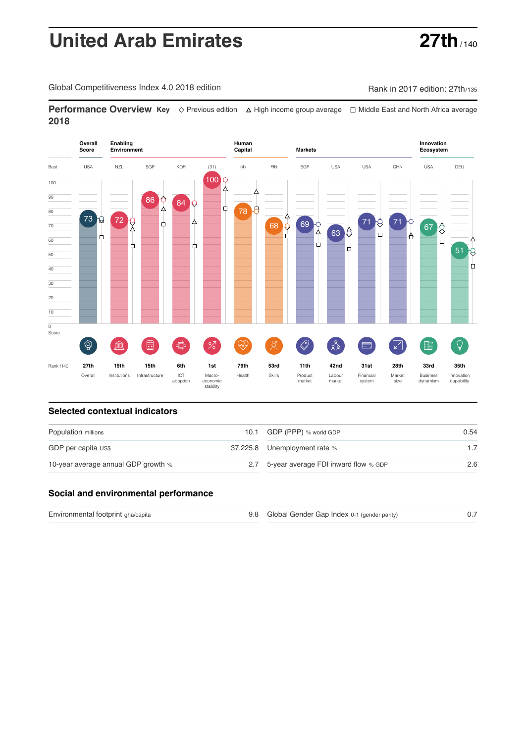# United Arab Emirates

**27th** /140

Global Competitiveness Index 4.0 2018 edition

Rank in 2017 edition: 27th/135

## Performance Overview 2018

**Key** ◇ Previous edition △ High income group average □ Middle East and North Africa average

| | Overall Score | Enabling Environment | | | | Human Capital | | Markets | | | | Innovation Ecosystem | |
|---|---|---|---|---|---|---|---|---|---|---|---|---|---|
| Best | USA | NZL | SGP | KOR | (31) | (4) | FIN | SGP | USA | USA | CHN | USA | DEU |
| Score | 73 | 72 | 86 | 84 | 100 | 78 | 68 | 69 | 63 | 71 | 71 | 67 | 51 |
| Rank /140 | 27th | 19th | 15th | 6th | 1st | 79th | 53rd | 11th | 42nd | 31st | 28th | 33rd | 35th |
| | Overall | Institutions | Infrastructure | ICT adoption | Macro-economic stability | Health | Skills | Product market | Labour market | Financial system | Market size | Business dynamism | Innovation capability |

## Selected contextual indicators

| | | | |
|---|---|---|---|
| Population millions | 10.1 | GDP (PPP) % world GDP | 0.54 |
| GDP per capita US$ | 37,225.8 | Unemployment rate % | 1.7 |
| 10-year average annual GDP growth % | 2.7 | 5-year average FDI inward flow % GDP | 2.6 |

## Social and environmental performance

| | | | |
|---|---|---|---|
| Environmental footprint gha/capita | 9.8 | Global Gender Gap Index 0-1 (gender parity) | 0.7 |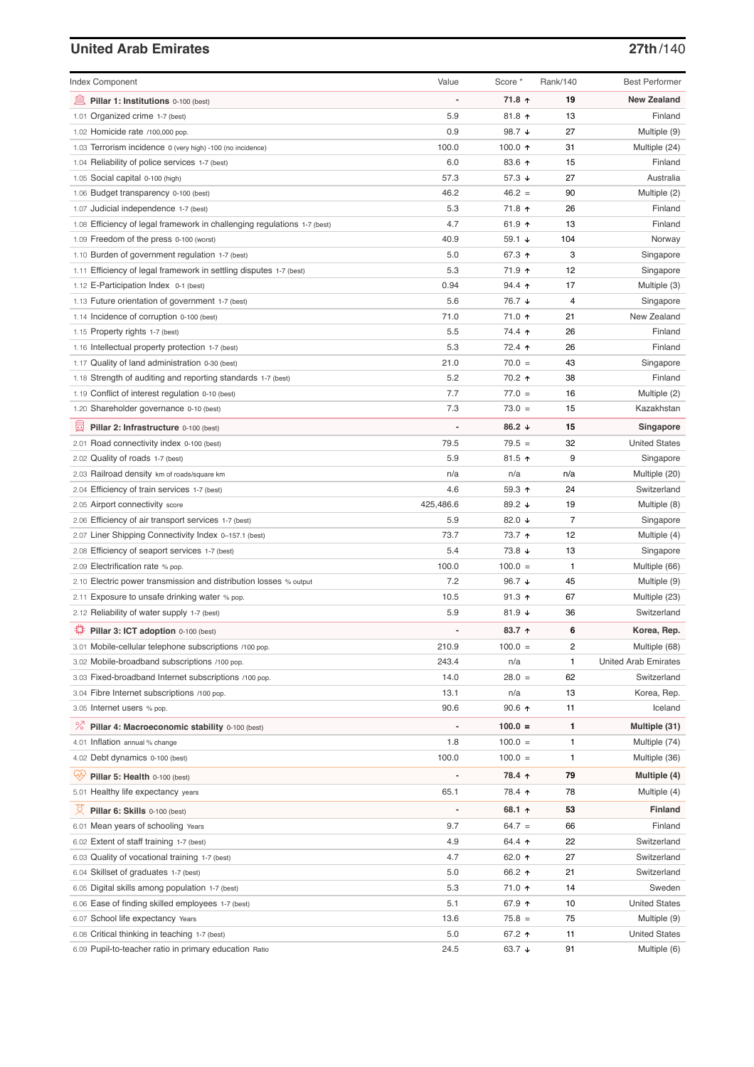## United Arab Emirates

**27th/140**

| Index Component | Value | Score * | Rank/140 | Best Performer |
|---|---|---|---|---|
| **Pillar 1: Institutions** 0-100 (best) | - | **71.8 ↑** | **19** | **New Zealand** |
| 1.01 Organized crime 1-7 (best) | 5.9 | 81.8 ↑ | 13 | Finland |
| 1.02 Homicide rate /100,000 pop. | 0.9 | 98.7 ↓ | 27 | Multiple (9) |
| 1.03 Terrorism incidence 0 (very high) -100 (no incidence) | 100.0 | 100.0 ↑ | 31 | Multiple (24) |
| 1.04 Reliability of police services 1-7 (best) | 6.0 | 83.6 ↑ | 15 | Finland |
| 1.05 Social capital 0-100 (high) | 57.3 | 57.3 ↓ | 27 | Australia |
| 1.06 Budget transparency 0-100 (best) | 46.2 | 46.2 = | 90 | Multiple (2) |
| 1.07 Judicial independence 1-7 (best) | 5.3 | 71.8 ↑ | 26 | Finland |
| 1.08 Efficiency of legal framework in challenging regulations 1-7 (best) | 4.7 | 61.9 ↑ | 13 | Finland |
| 1.09 Freedom of the press 0-100 (worst) | 40.9 | 59.1 ↓ | 104 | Norway |
| 1.10 Burden of government regulation 1-7 (best) | 5.0 | 67.3 ↑ | 3 | Singapore |
| 1.11 Efficiency of legal framework in settling disputes 1-7 (best) | 5.3 | 71.9 ↑ | 12 | Singapore |
| 1.12 E-Participation Index 0-1 (best) | 0.94 | 94.4 ↑ | 17 | Multiple (3) |
| 1.13 Future orientation of government 1-7 (best) | 5.6 | 76.7 ↓ | 4 | Singapore |
| 1.14 Incidence of corruption 0-100 (best) | 71.0 | 71.0 ↑ | 21 | New Zealand |
| 1.15 Property rights 1-7 (best) | 5.5 | 74.4 ↑ | 26 | Finland |
| 1.16 Intellectual property protection 1-7 (best) | 5.3 | 72.4 ↑ | 26 | Finland |
| 1.17 Quality of land administration 0-30 (best) | 21.0 | 70.0 = | 43 | Singapore |
| 1.18 Strength of auditing and reporting standards 1-7 (best) | 5.2 | 70.2 ↑ | 38 | Finland |
| 1.19 Conflict of interest regulation 0-10 (best) | 7.7 | 77.0 = | 16 | Multiple (2) |
| 1.20 Shareholder governance 0-10 (best) | 7.3 | 73.0 = | 15 | Kazakhstan |
| **Pillar 2: Infrastructure** 0-100 (best) | - | **86.2 ↓** | **15** | **Singapore** |
| 2.01 Road connectivity index 0-100 (best) | 79.5 | 79.5 = | 32 | United States |
| 2.02 Quality of roads 1-7 (best) | 5.9 | 81.5 ↑ | 9 | Singapore |
| 2.03 Railroad density km of roads/square km | n/a | n/a | n/a | Multiple (20) |
| 2.04 Efficiency of train services 1-7 (best) | 4.6 | 59.3 ↑ | 24 | Switzerland |
| 2.05 Airport connectivity score | 425,486.6 | 89.2 ↓ | 19 | Multiple (8) |
| 2.06 Efficiency of air transport services 1-7 (best) | 5.9 | 82.0 ↓ | 7 | Singapore |
| 2.07 Liner Shipping Connectivity Index 0–157.1 (best) | 73.7 | 73.7 ↑ | 12 | Multiple (4) |
| 2.08 Efficiency of seaport services 1-7 (best) | 5.4 | 73.8 ↓ | 13 | Singapore |
| 2.09 Electrification rate % pop. | 100.0 | 100.0 = | 1 | Multiple (66) |
| 2.10 Electric power transmission and distribution losses % output | 7.2 | 96.7 ↓ | 45 | Multiple (9) |
| 2.11 Exposure to unsafe drinking water % pop. | 10.5 | 91.3 ↑ | 67 | Multiple (23) |
| 2.12 Reliability of water supply 1-7 (best) | 5.9 | 81.9 ↓ | 36 | Switzerland |
| **Pillar 3: ICT adoption** 0-100 (best) | - | **83.7 ↑** | **6** | **Korea, Rep.** |
| 3.01 Mobile-cellular telephone subscriptions /100 pop. | 210.9 | 100.0 = | 2 | Multiple (68) |
| 3.02 Mobile-broadband subscriptions /100 pop. | 243.4 | n/a | 1 | United Arab Emirates |
| 3.03 Fixed-broadband Internet subscriptions /100 pop. | 14.0 | 28.0 = | 62 | Switzerland |
| 3.04 Fibre Internet subscriptions /100 pop. | 13.1 | n/a | 13 | Korea, Rep. |
| 3.05 Internet users % pop. | 90.6 | 90.6 ↑ | 11 | Iceland |
| **Pillar 4: Macroeconomic stability** 0-100 (best) | - | **100.0 =** | **1** | **Multiple (31)** |
| 4.01 Inflation annual % change | 1.8 | 100.0 = | 1 | Multiple (74) |
| 4.02 Debt dynamics 0-100 (best) | 100.0 | 100.0 = | 1 | Multiple (36) |
| **Pillar 5: Health** 0-100 (best) | - | **78.4 ↑** | **79** | **Multiple (4)** |
| 5.01 Healthy life expectancy years | 65.1 | 78.4 ↑ | 78 | Multiple (4) |
| **Pillar 6: Skills** 0-100 (best) | - | **68.1 ↑** | **53** | **Finland** |
| 6.01 Mean years of schooling Years | 9.7 | 64.7 = | 66 | Finland |
| 6.02 Extent of staff training 1-7 (best) | 4.9 | 64.4 ↑ | 22 | Switzerland |
| 6.03 Quality of vocational training 1-7 (best) | 4.7 | 62.0 ↑ | 27 | Switzerland |
| 6.04 Skillset of graduates 1-7 (best) | 5.0 | 66.2 ↑ | 21 | Switzerland |
| 6.05 Digital skills among population 1-7 (best) | 5.3 | 71.0 ↑ | 14 | Sweden |
| 6.06 Ease of finding skilled employees 1-7 (best) | 5.1 | 67.9 ↑ | 10 | United States |
| 6.07 School life expectancy Years | 13.6 | 75.8 = | 75 | Multiple (9) |
| 6.08 Critical thinking in teaching 1-7 (best) | 5.0 | 67.2 ↑ | 11 | United States |
| 6.09 Pupil-to-teacher ratio in primary education Ratio | 24.5 | 63.7 ↓ | 91 | Multiple (6) |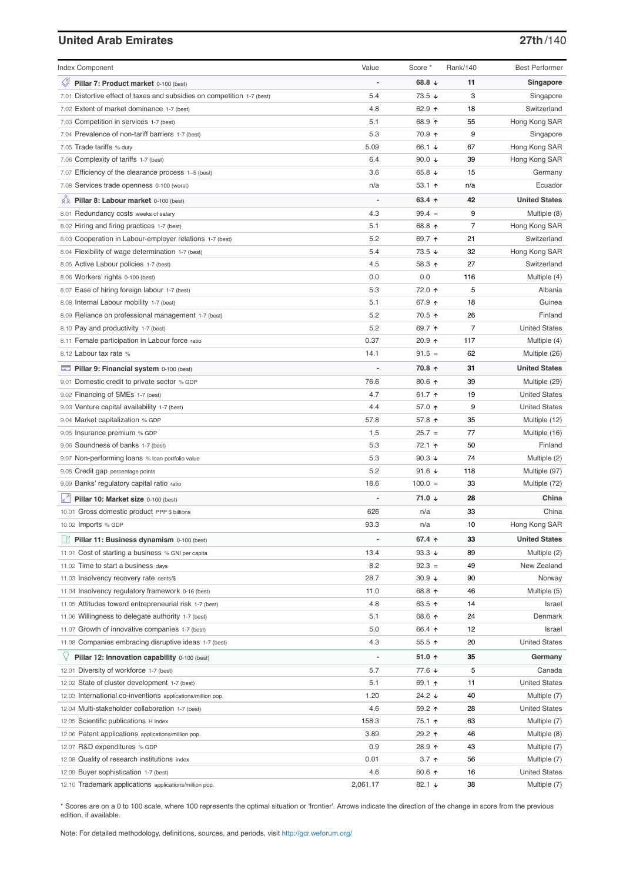## United Arab Emirates

**27th**/140

| Index Component | Value | Score * | Rank/140 | Best Performer |
|---|---|---|---|---|
| **Pillar 7: Product market** 0-100 (best) | - | **68.8 ↓** | **11** | **Singapore** |
| 7.01 Distortive effect of taxes and subsidies on competition 1-7 (best) | 5.4 | 73.5 ↓ | 3 | Singapore |
| 7.02 Extent of market dominance 1-7 (best) | 4.8 | 62.9 ↑ | 18 | Switzerland |
| 7.03 Competition in services 1-7 (best) | 5.1 | 68.9 ↑ | 55 | Hong Kong SAR |
| 7.04 Prevalence of non-tariff barriers 1-7 (best) | 5.3 | 70.9 ↑ | 9 | Singapore |
| 7.05 Trade tariffs % duty | 5.09 | 66.1 ↓ | 67 | Hong Kong SAR |
| 7.06 Complexity of tariffs 1-7 (best) | 6.4 | 90.0 ↓ | 39 | Hong Kong SAR |
| 7.07 Efficiency of the clearance process 1–5 (best) | 3.6 | 65.8 ↓ | 15 | Germany |
| 7.08 Services trade openness 0-100 (worst) | n/a | 53.1 ↑ | n/a | Ecuador |
| **Pillar 8: Labour market** 0-100 (best) | - | **63.4 ↑** | **42** | **United States** |
| 8.01 Redundancy costs weeks of salary | 4.3 | 99.4 = | 9 | Multiple (8) |
| 8.02 Hiring and firing practices 1-7 (best) | 5.1 | 68.8 ↑ | 7 | Hong Kong SAR |
| 8.03 Cooperation in Labour-employer relations 1-7 (best) | 5.2 | 69.7 ↑ | 21 | Switzerland |
| 8.04 Flexibility of wage determination 1-7 (best) | 5.4 | 73.5 ↓ | 32 | Hong Kong SAR |
| 8.05 Active Labour policies 1-7 (best) | 4.5 | 58.3 ↑ | 27 | Switzerland |
| 8.06 Workers' rights 0-100 (best) | 0.0 | 0.0 | 116 | Multiple (4) |
| 8.07 Ease of hiring foreign labour 1-7 (best) | 5.3 | 72.0 ↑ | 5 | Albania |
| 8.08 Internal Labour mobility 1-7 (best) | 5.1 | 67.9 ↑ | 18 | Guinea |
| 8.09 Reliance on professional management 1-7 (best) | 5.2 | 70.5 ↑ | 26 | Finland |
| 8.10 Pay and productivity 1-7 (best) | 5.2 | 69.7 ↑ | 7 | United States |
| 8.11 Female participation in Labour force ratio | 0.37 | 20.9 ↑ | 117 | Multiple (4) |
| 8.12 Labour tax rate % | 14.1 | 91.5 = | 62 | Multiple (26) |
| **Pillar 9: Financial system** 0-100 (best) | - | **70.8 ↑** | **31** | **United States** |
| 9.01 Domestic credit to private sector % GDP | 76.6 | 80.6 ↑ | 39 | Multiple (29) |
| 9.02 Financing of SMEs 1-7 (best) | 4.7 | 61.7 ↑ | 19 | United States |
| 9.03 Venture capital availability 1-7 (best) | 4.4 | 57.0 ↑ | 9 | United States |
| 9.04 Market capitalization % GDP | 57.8 | 57.8 ↑ | 35 | Multiple (12) |
| 9.05 Insurance premium % GDP | 1.5 | 25.7 = | 77 | Multiple (16) |
| 9.06 Soundness of banks 1-7 (best) | 5.3 | 72.1 ↑ | 50 | Finland |
| 9.07 Non-performing loans % loan portfolio value | 5.3 | 90.3 ↓ | 74 | Multiple (2) |
| 9.08 Credit gap percentage points | 5.2 | 91.6 ↓ | 118 | Multiple (97) |
| 9.09 Banks' regulatory capital ratio ratio | 18.6 | 100.0 = | 33 | Multiple (72) |
| **Pillar 10: Market size** 0-100 (best) | - | **71.0 ↓** | **28** | **China** |
| 10.01 Gross domestic product PPP $ billions | 626 | n/a | 33 | China |
| 10.02 Imports % GDP | 93.3 | n/a | 10 | Hong Kong SAR |
| **Pillar 11: Business dynamism** 0-100 (best) | - | **67.4 ↑** | **33** | **United States** |
| 11.01 Cost of starting a business % GNI per capita | 13.4 | 93.3 ↓ | 89 | Multiple (2) |
| 11.02 Time to start a business days | 8.2 | 92.3 = | 49 | New Zealand |
| 11.03 Insolvency recovery rate cents/$ | 28.7 | 30.9 ↓ | 90 | Norway |
| 11.04 Insolvency regulatory framework 0-16 (best) | 11.0 | 68.8 ↑ | 46 | Multiple (5) |
| 11.05 Attitudes toward entrepreneurial risk 1-7 (best) | 4.8 | 63.5 ↑ | 14 | Israel |
| 11.06 Willingness to delegate authority 1-7 (best) | 5.1 | 68.6 ↑ | 24 | Denmark |
| 11.07 Growth of innovative companies 1-7 (best) | 5.0 | 66.4 ↑ | 12 | Israel |
| 11.08 Companies embracing disruptive ideas 1-7 (best) | 4.3 | 55.5 ↑ | 20 | United States |
| **Pillar 12: Innovation capability** 0-100 (best) | - | **51.0 ↑** | **35** | **Germany** |
| 12.01 Diversity of workforce 1-7 (best) | 5.7 | 77.6 ↓ | 5 | Canada |
| 12.02 State of cluster development 1-7 (best) | 5.1 | 69.1 ↑ | 11 | United States |
| 12.03 International co-inventions applications/million pop. | 1.20 | 24.2 ↓ | 40 | Multiple (7) |
| 12.04 Multi-stakeholder collaboration 1-7 (best) | 4.6 | 59.2 ↑ | 28 | United States |
| 12.05 Scientific publications H Index | 158.3 | 75.1 ↑ | 63 | Multiple (7) |
| 12.06 Patent applications applications/million pop. | 3.89 | 29.2 ↑ | 46 | Multiple (8) |
| 12.07 R&D expenditures % GDP | 0.9 | 28.9 ↑ | 43 | Multiple (7) |
| 12.08 Quality of research institutions index | 0.01 | 3.7 ↑ | 56 | Multiple (7) |
| 12.09 Buyer sophistication 1-7 (best) | 4.6 | 60.6 ↑ | 16 | United States |
| 12.10 Trademark applications applications/million pop. | 2,061.17 | 82.1 ↓ | 38 | Multiple (7) |

* Scores are on a 0 to 100 scale, where 100 represents the optimal situation or 'frontier'. Arrows indicate the direction of the change in score from the previous edition, if available.

Note: For detailed methodology, definitions, sources, and periods, visit http://gcr.weforum.org/